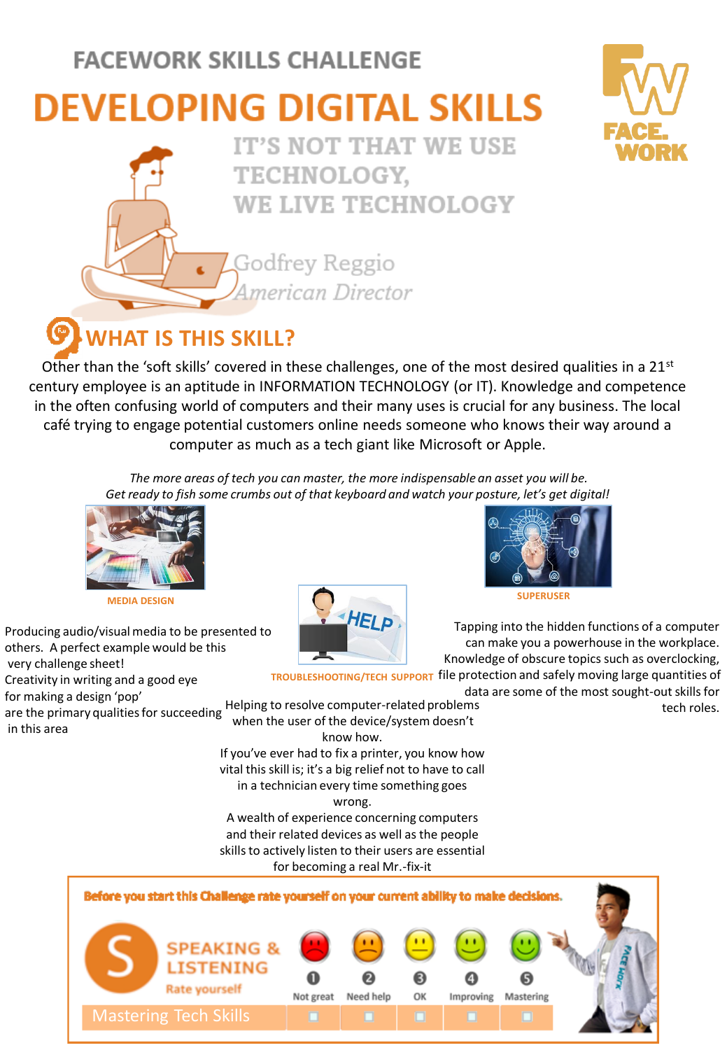FACEWORK SKILLS CHALLENGE

# DEVELOPING DIGITAL SKILLS

IT'S NOT THAT WE USE TECHNOLOGY, WE LIVE TECHNOLOGY

Godfrey Reggio
*American Director*

## WHAT IS THIS SKILL?

Other than the 'soft skills' covered in these challenges, one of the most desired qualities in a 21st century employee is an aptitude in INFORMATION TECHNOLOGY (or IT). Knowledge and competence in the often confusing world of computers and their many uses is crucial for any business. The local café trying to engage potential customers online needs someone who knows their way around a computer as much as a tech giant like Microsoft or Apple.

*The more areas of tech you can master, the more indispensable an asset you will be. Get ready to fish some crumbs out of that keyboard and watch your posture, let's get digital!*

**MEDIA DESIGN**

Producing audio/visual media to be presented to others. A perfect example would be this very challenge sheet!
Creativity in writing and a good eye for making a design 'pop' are the primary qualities for succeeding in this area

**TROUBLESHOOTING/TECH SUPPORT**

Helping to resolve computer-related problems when the user of the device/system doesn't know how.
If you've ever had to fix a printer, you know how vital this skill is; it's a big relief not to have to call in a technician every time something goes wrong.
A wealth of experience concerning computers and their related devices as well as the people skills to actively listen to their users are essential for becoming a real Mr.-fix-it

**SUPERUSER**

Tapping into the hidden functions of a computer can make you a powerhouse in the workplace. Knowledge of obscure topics such as overclocking, file protection and safely moving large quantities of data are some of the most sought-out skills for tech roles.

**Before you start this Challenge rate yourself on your current ability to make decisions.**

SPEAKING & LISTENING
Rate yourself

| | 1 Not great | 2 Need help | 3 OK | 4 Improving | 5 Mastering |
|---|---|---|---|---|---|
| Mastering Tech Skills | ☐ | ☐ | ☐ | ☐ | ☐ |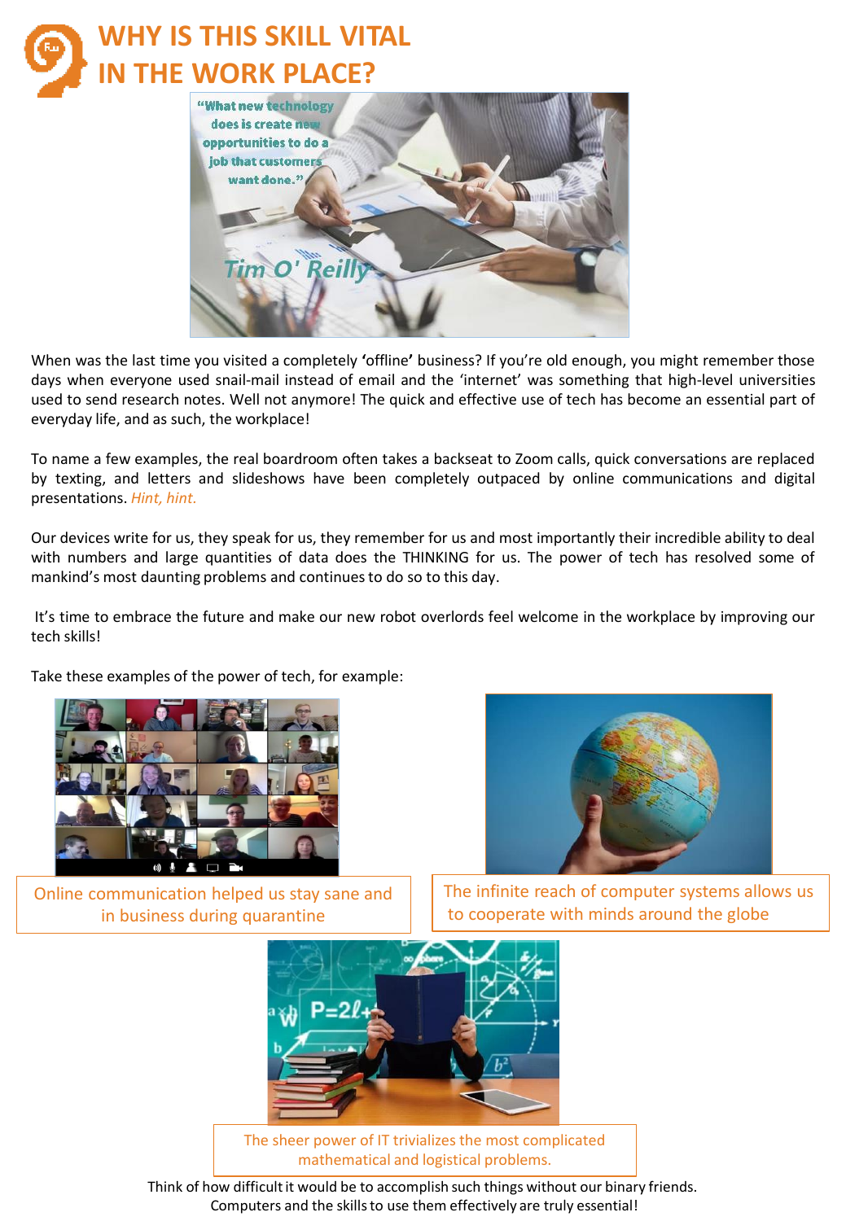# WHY IS THIS SKILL VITAL IN THE WORK PLACE?

When was the last time you visited a completely 'offline' business? If you're old enough, you might remember those days when everyone used snail-mail instead of email and the 'internet' was something that high-level universities used to send research notes. Well not anymore! The quick and effective use of tech has become an essential part of everyday life, and as such, the workplace!

To name a few examples, the real boardroom often takes a backseat to Zoom calls, quick conversations are replaced by texting, and letters and slideshows have been completely outpaced by online communications and digital presentations. *Hint, hint.*

Our devices write for us, they speak for us, they remember for us and most importantly their incredible ability to deal with numbers and large quantities of data does the THINKING for us. The power of tech has resolved some of mankind's most daunting problems and continues to do so to this day.

It's time to embrace the future and make our new robot overlords feel welcome in the workplace by improving our tech skills!

Take these examples of the power of tech, for example:

Online communication helped us stay sane and in business during quarantine

The infinite reach of computer systems allows us to cooperate with minds around the globe

The sheer power of IT trivializes the most complicated mathematical and logistical problems.

Think of how difficult it would be to accomplish such things without our binary friends. Computers and the skills to use them effectively are truly essential!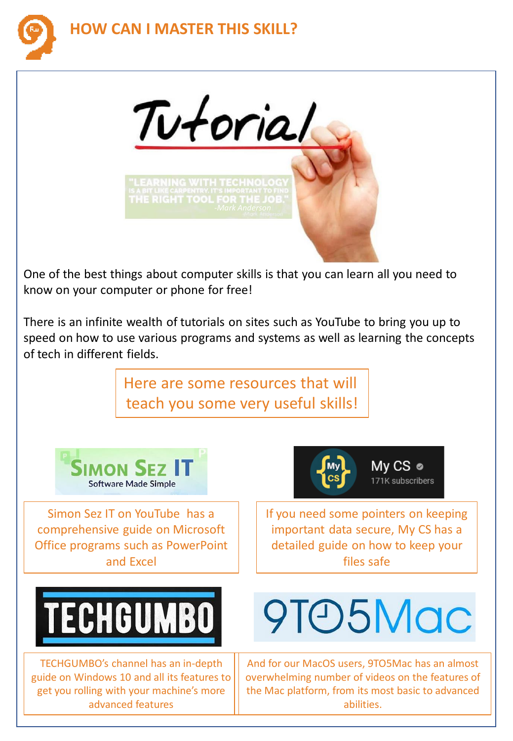# HOW CAN I MASTER THIS SKILL?

One of the best things about computer skills is that you can learn all you need to know on your computer or phone for free!

There is an infinite wealth of tutorials on sites such as YouTube to bring you up to speed on how to use various programs and systems as well as learning the concepts of tech in different fields.

Here are some resources that will teach you some very useful skills!

Simon Sez IT on YouTube has a comprehensive guide on Microsoft Office programs such as PowerPoint and Excel

If you need some pointers on keeping important data secure, My CS has a detailed guide on how to keep your files safe

TECHGUMBO's channel has an in-depth guide on Windows 10 and all its features to get you rolling with your machine's more advanced features

And for our MacOS users, 9TO5Mac has an almost overwhelming number of videos on the features of the Mac platform, from its most basic to advanced abilities.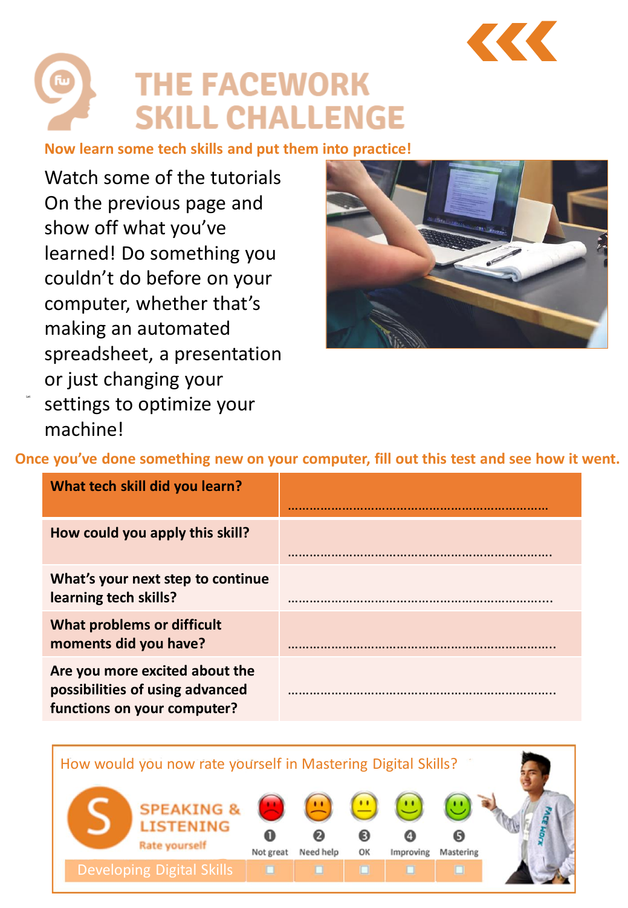# THE FACEWORK SKILL CHALLENGE

**Now learn some tech skills and put them into practice!**

Watch some of the tutorials On the previous page and show off what you've learned! Do something you couldn't do before on your computer, whether that's making an automated spreadsheet, a presentation or just changing your settings to optimize your machine!

**Once you've done something new on your computer, fill out this test and see how it went.**

| **What tech skill did you learn?** | ……………………………………………………………… |
|---|---|
| **How could you apply this skill?** | ……………………………………………………………… |
| **What's your next step to continue learning tech skills?** | ……………………………………………………………… |
| **What problems or difficult moments did you have?** | ……………………………………………………………… |
| **Are you more excited about the possibilities of using advanced functions on your computer?** | ……………………………………………………………… |

How would you now rate yourself in Mastering Digital Skills?

SPEAKING & LISTENING
Rate yourself

| | 1 Not great | 2 Need help | 3 OK | 4 Improving | 5 Mastering |
|---|---|---|---|---|---|
| Developing Digital Skills | ☐ | ☐ | ☐ | ☐ | ☐ |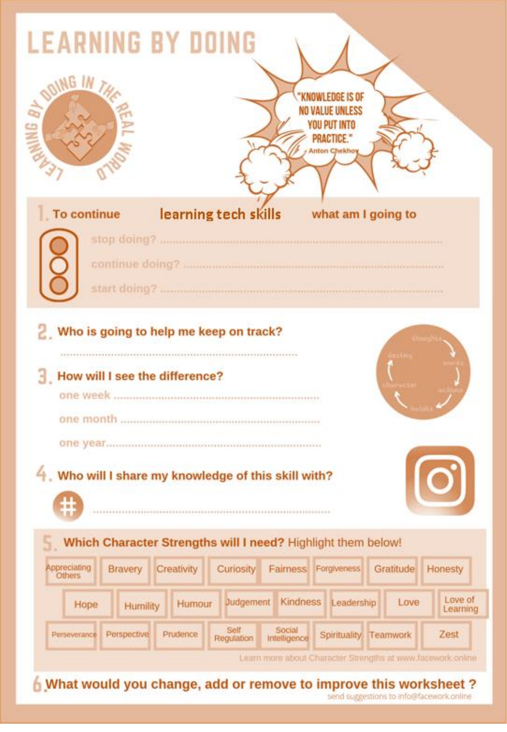# LEARNING BY DOING

LEARNING BY DOING IN THE REAL WORLD

"KNOWLEDGE IS OF NO VALUE UNLESS YOU PUT INTO PRACTICE."
Anton Chekhov

**1. To continue** learning tech skills **what am I going to**

stop doing? ..........................................................................................

continue doing? ......................................................................................

start doing? ..........................................................................................

**2. Who is going to help me keep on track?**

..........................................................................................

**3. How will I see the difference?**

one week ..........................................................................................

one month ..........................................................................................

one year..........................................................................................

thoughts → words → actions → habits → character → destiny

**4. Who will I share my knowledge of this skill with?**

# ..........................................................................................

**5. Which Character Strengths will I need?** Highlight them below!

| | | | | | | | |
|---|---|---|---|---|---|---|---|
| Appreciating Others | Bravery | Creativity | Curiosity | Fairness | Forgiveness | Gratitude | Honesty |
| Hope | Humility | Humour | Judgement | Kindness | Leadership | Love | Love of Learning |
| Perseverance | Perspective | Prudence | Self Regulation | Social Intelligence | Spirituality | Teamwork | Zest |

Learn more about Character Strengths at www.facework.online

**6. What would you change, add or remove to improve this worksheet ?**

send suggestions to info@facework.online